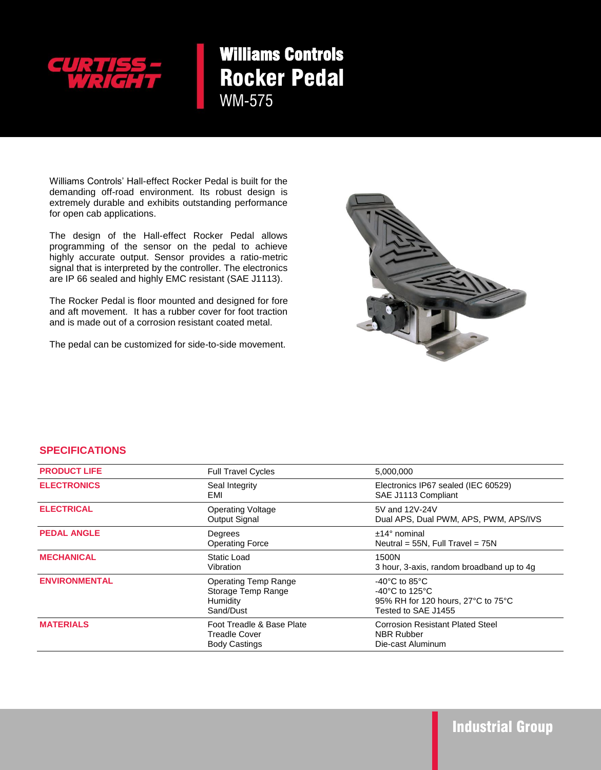# Williams Controls Rocker Pedal

## WM-575

Williams Controls' Hall-effect Rocker Pedal is built for the demanding off-road environment. Its robust design is extremely durable and exhibits outstanding performance for open cab applications.

The design of the Hall-effect Rocker Pedal allows programming of the sensor on the pedal to achieve highly accurate output. Sensor provides a ratio-metric signal that is interpreted by the controller. The electronics are IP 66 sealed and highly EMC resistant (SAE J1113).

The Rocker Pedal is floor mounted and designed for fore and aft movement. It has a rubber cover for foot traction and is made out of a corrosion resistant coated metal.

The pedal can be customized for side-to-side movement.

## SPECIFICATIONS

| | | |
|---|---|---|
| **PRODUCT LIFE** | Full Travel Cycles | 5,000,000 |
| **ELECTRONICS** | Seal Integrity<br>EMI | Electronics IP67 sealed (IEC 60529)<br>SAE J1113 Compliant |
| **ELECTRICAL** | Operating Voltage<br>Output Signal | 5V and 12V-24V<br>Dual APS, Dual PWM, APS, PWM, APS/IVS |
| **PEDAL ANGLE** | Degrees<br>Operating Force | ±14° nominal<br>Neutral = 55N, Full Travel = 75N |
| **MECHANICAL** | Static Load<br>Vibration | 1500N<br>3 hour, 3-axis, random broadband up to 4g |
| **ENVIRONMENTAL** | Operating Temp Range<br>Storage Temp Range<br>Humidity<br>Sand/Dust | -40°C to 85°C<br>-40°C to 125°C<br>95% RH for 120 hours, 27°C to 75°C<br>Tested to SAE J1455 |
| **MATERIALS** | Foot Treadle & Base Plate<br>Treadle Cover<br>Body Castings | Corrosion Resistant Plated Steel<br>NBR Rubber<br>Die-cast Aluminum |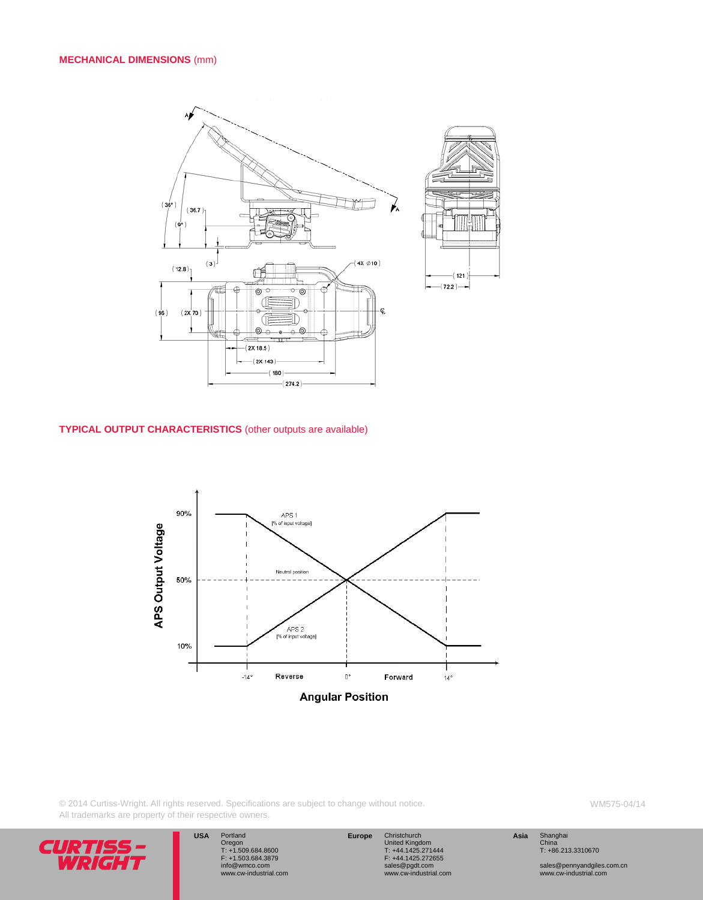## MECHANICAL DIMENSIONS (mm)

A

A

(36°)

(36.7)

(9°)

(3)

(12.8)

(4X ⌀10)

(96)

(2X 70)

℄

(2X 18.5)

(2X 143)

180

274.2

(121)

(72.2)

## TYPICAL OUTPUT CHARACTERISTICS (other outputs are available)

APS Output Voltage

90%

50%

10%

APS 1
[% of input voltage]

Neutral position

APS 2
[% of input voltage]

-14°

Reverse

0°

Forward

14°

Angular Position

© 2014 Curtiss-Wright. All rights reserved. Specifications are subject to change without notice.
All trademarks are property of their respective owners.

WM575-04/14

CURTISS-WRIGHT

**USA**
Portland
Oregon
T: +1.509.684.8600
F: +1.503.684.3879
info@wmco.com
www.cw-industrial.com

**Europe**
Christchurch
United Kingdom
T: +44.1425.271444
F: +44.1425.272655
sales@pgdt.com
www.cw-industrial.com

**Asia**
Shanghai
China
T: +86.213.3310670

sales@pennyandgiles.com.cn
www.cw-industrial.com